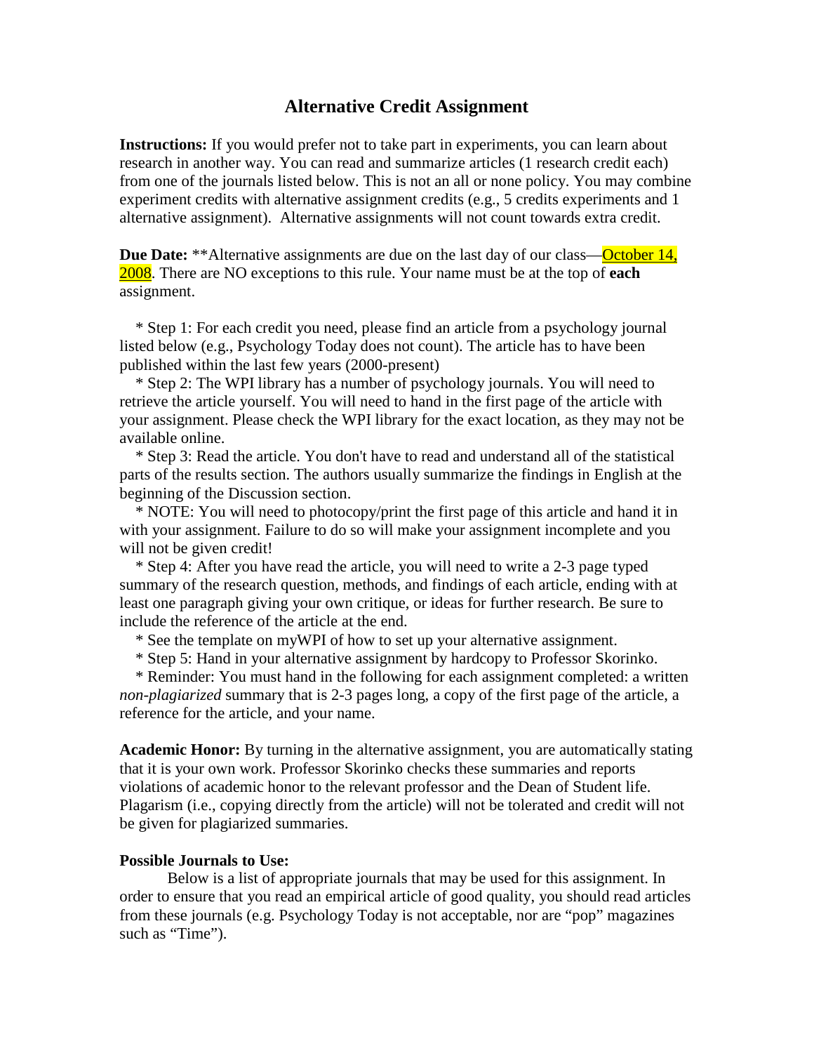# Alternative Credit Assignment

**Instructions:** If you would prefer not to take part in experiments, you can learn about research in another way. You can read and summarize articles (1 research credit each) from one of the journals listed below. This is not an all or none policy. You may combine experiment credits with alternative assignment credits (e.g., 5 credits experiments and 1 alternative assignment). Alternative assignments will not count towards extra credit.

**Due Date:** **Alternative assignments are due on the last day of our class—October 14, 2008. There are NO exceptions to this rule. Your name must be at the top of **each** assignment.

* Step 1: For each credit you need, please find an article from a psychology journal listed below (e.g., Psychology Today does not count). The article has to have been published within the last few years (2000-present)
* Step 2: The WPI library has a number of psychology journals. You will need to retrieve the article yourself. You will need to hand in the first page of the article with your assignment. Please check the WPI library for the exact location, as they may not be available online.
* Step 3: Read the article. You don't have to read and understand all of the statistical parts of the results section. The authors usually summarize the findings in English at the beginning of the Discussion section.
* NOTE: You will need to photocopy/print the first page of this article and hand it in with your assignment. Failure to do so will make your assignment incomplete and you will not be given credit!
* Step 4: After you have read the article, you will need to write a 2-3 page typed summary of the research question, methods, and findings of each article, ending with at least one paragraph giving your own critique, or ideas for further research. Be sure to include the reference of the article at the end.
* See the template on myWPI of how to set up your alternative assignment.
* Step 5: Hand in your alternative assignment by hardcopy to Professor Skorinko.
* Reminder: You must hand in the following for each assignment completed: a written *non-plagiarized* summary that is 2-3 pages long, a copy of the first page of the article, a reference for the article, and your name.

**Academic Honor:** By turning in the alternative assignment, you are automatically stating that it is your own work. Professor Skorinko checks these summaries and reports violations of academic honor to the relevant professor and the Dean of Student life. Plagarism (i.e., copying directly from the article) will not be tolerated and credit will not be given for plagiarized summaries.

**Possible Journals to Use:**

Below is a list of appropriate journals that may be used for this assignment. In order to ensure that you read an empirical article of good quality, you should read articles from these journals (e.g. Psychology Today is not acceptable, nor are "pop" magazines such as "Time").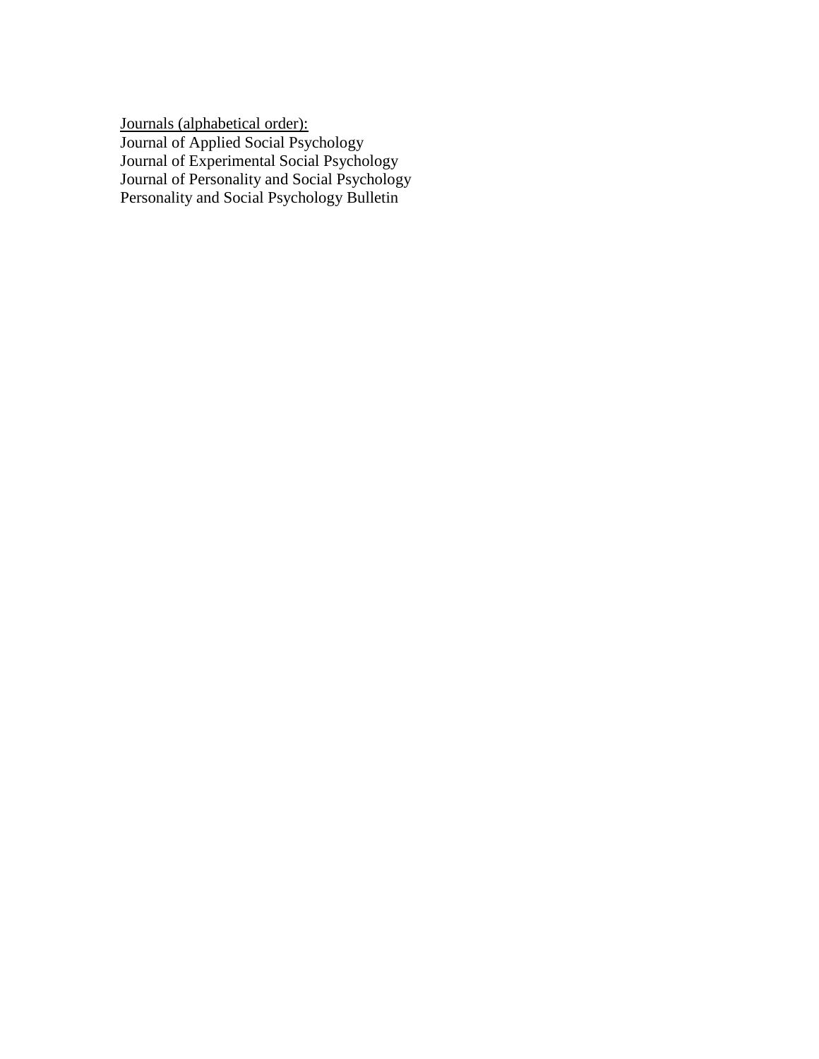<u>Journals (alphabetical order):</u>
Journal of Applied Social Psychology
Journal of Experimental Social Psychology
Journal of Personality and Social Psychology
Personality and Social Psychology Bulletin